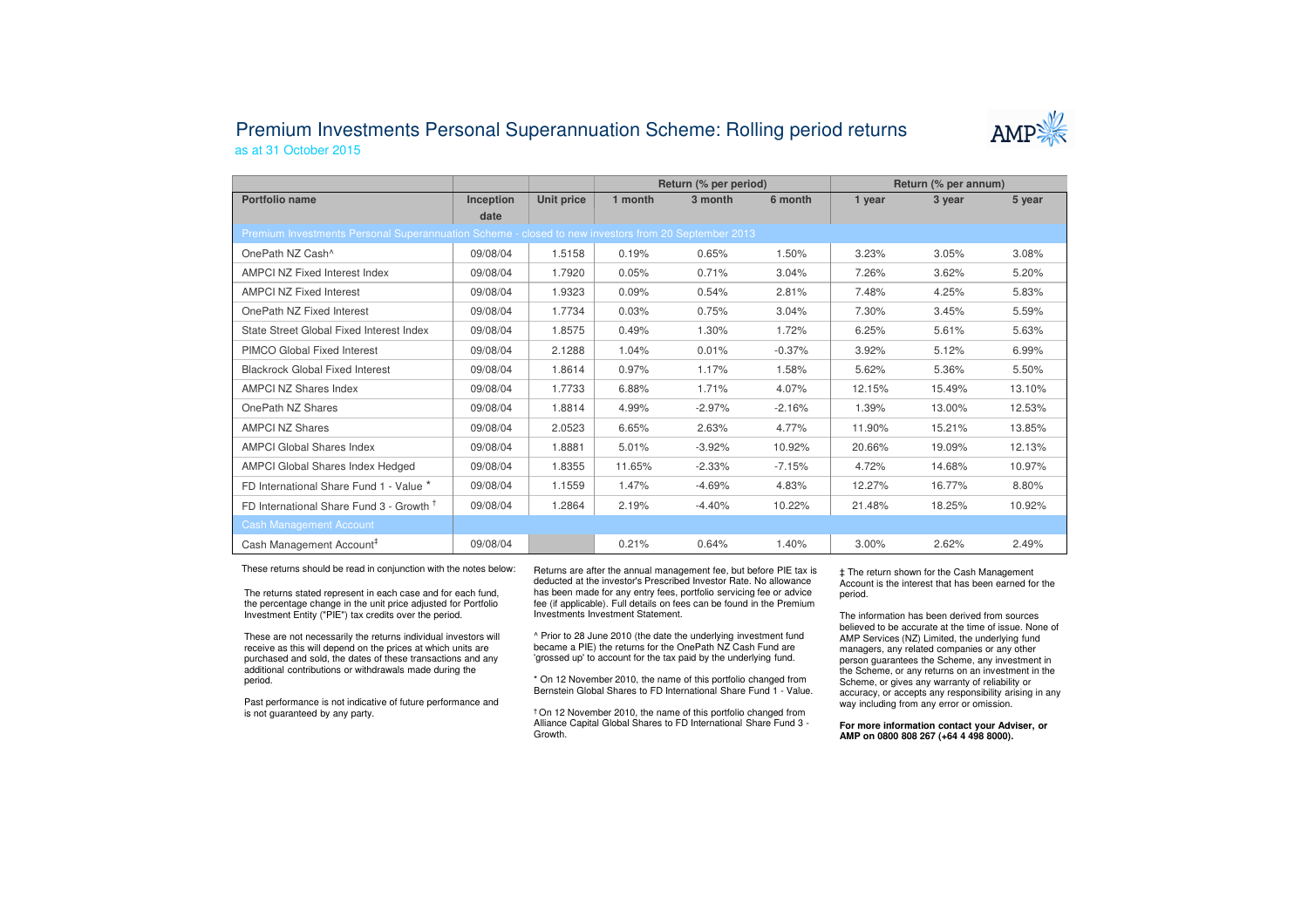# Premium Investments Personal Superannuation Scheme: Rolling period returns

as at 31 October 2015

| | | | Return (% per period) | | | Return (% per annum) | | |
|---|---|---|---|---|---|---|---|---|
| **Portfolio name** | **Inception date** | **Unit price** | **1 month** | **3 month** | **6 month** | **1 year** | **3 year** | **5 year** |
| Premium Investments Personal Superannuation Scheme - closed to new investors from 20 September 2013 | | | | | | | | |
| OnePath NZ Cash^ | 09/08/04 | 1.5158 | 0.19% | 0.65% | 1.50% | 3.23% | 3.05% | 3.08% |
| AMPCI NZ Fixed Interest Index | 09/08/04 | 1.7920 | 0.05% | 0.71% | 3.04% | 7.26% | 3.62% | 5.20% |
| AMPCI NZ Fixed Interest | 09/08/04 | 1.9323 | 0.09% | 0.54% | 2.81% | 7.48% | 4.25% | 5.83% |
| OnePath NZ Fixed Interest | 09/08/04 | 1.7734 | 0.03% | 0.75% | 3.04% | 7.30% | 3.45% | 5.59% |
| State Street Global Fixed Interest Index | 09/08/04 | 1.8575 | 0.49% | 1.30% | 1.72% | 6.25% | 5.61% | 5.63% |
| PIMCO Global Fixed Interest | 09/08/04 | 2.1288 | 1.04% | 0.01% | -0.37% | 3.92% | 5.12% | 6.99% |
| Blackrock Global Fixed Interest | 09/08/04 | 1.8614 | 0.97% | 1.17% | 1.58% | 5.62% | 5.36% | 5.50% |
| AMPCI NZ Shares Index | 09/08/04 | 1.7733 | 6.88% | 1.71% | 4.07% | 12.15% | 15.49% | 13.10% |
| OnePath NZ Shares | 09/08/04 | 1.8814 | 4.99% | -2.97% | -2.16% | 1.39% | 13.00% | 12.53% |
| AMPCI NZ Shares | 09/08/04 | 2.0523 | 6.65% | 2.63% | 4.77% | 11.90% | 15.21% | 13.85% |
| AMPCI Global Shares Index | 09/08/04 | 1.8881 | 5.01% | -3.92% | 10.92% | 20.66% | 19.09% | 12.13% |
| AMPCI Global Shares Index Hedged | 09/08/04 | 1.8355 | 11.65% | -2.33% | -7.15% | 4.72% | 14.68% | 10.97% |
| FD International Share Fund 1 - Value * | 09/08/04 | 1.1559 | 1.47% | -4.69% | 4.83% | 12.27% | 16.77% | 8.80% |
| FD International Share Fund 3 - Growth † | 09/08/04 | 1.2864 | 2.19% | -4.40% | 10.22% | 21.48% | 18.25% | 10.92% |
| Cash Management Account | | | | | | | | |
| Cash Management Account‡ | 09/08/04 | | 0.21% | 0.64% | 1.40% | 3.00% | 2.62% | 2.49% |

These returns should be read in conjunction with the notes below:

The returns stated represent in each case and for each fund, the percentage change in the unit price adjusted for Portfolio Investment Entity ("PIE") tax credits over the period.

These are not necessarily the returns individual investors will receive as this will depend on the prices at which units are purchased and sold, the dates of these transactions and any additional contributions or withdrawals made during the period.

Past performance is not indicative of future performance and is not guaranteed by any party.

Returns are after the annual management fee, but before PIE tax is deducted at the investor's Prescribed Investor Rate. No allowance has been made for any entry fees, portfolio servicing fee or advice fee (if applicable). Full details on fees can be found in the Premium Investments Investment Statement.

^ Prior to 28 June 2010 (the date the underlying investment fund became a PIE) the returns for the OnePath NZ Cash Fund are 'grossed up' to account for the tax paid by the underlying fund.

* On 12 November 2010, the name of this portfolio changed from Bernstein Global Shares to FD International Share Fund 1 - Value.

† On 12 November 2010, the name of this portfolio changed from Alliance Capital Global Shares to FD International Share Fund 3 - Growth.

‡ The return shown for the Cash Management Account is the interest that has been earned for the period.

The information has been derived from sources believed to be accurate at the time of issue. None of AMP Services (NZ) Limited, the underlying fund managers, any related companies or any other person guarantees the Scheme, any investment in the Scheme, or any returns on an investment in the Scheme, or gives any warranty of reliability or accuracy, or accepts any responsibility arising in any way including from any error or omission.

**For more information contact your Adviser, or AMP on 0800 808 267 (+64 4 498 8000).**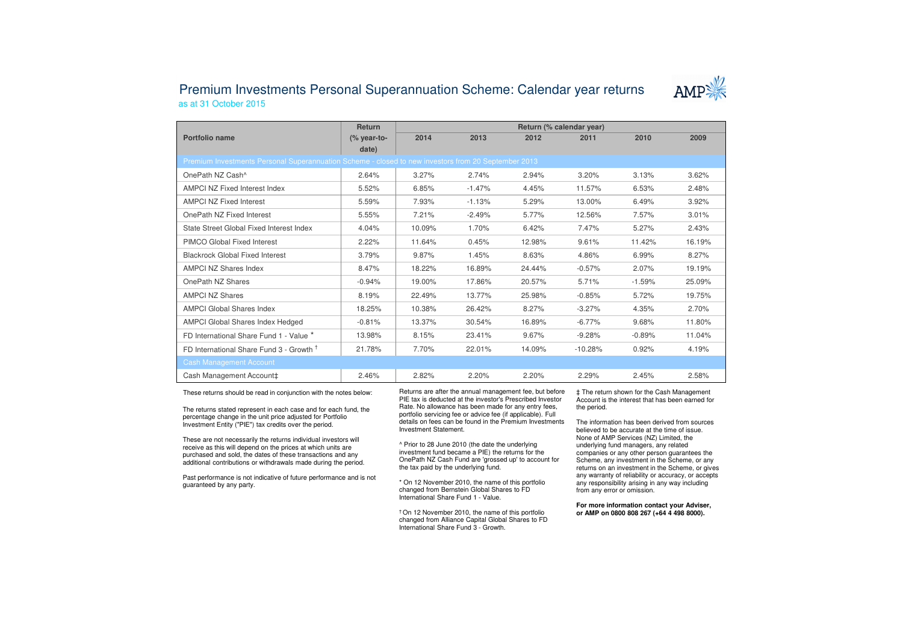# Premium Investments Personal Superannuation Scheme: Calendar year returns

as at 31 October 2015

| Portfolio name | Return (% year-to-date) | Return (% calendar year) | | | | | |
|---|---|---|---|---|---|---|---|
| | | 2014 | 2013 | 2012 | 2011 | 2010 | 2009 |
| Premium Investments Personal Superannuation Scheme - closed to new investors from 20 September 2013 | | | | | | | |
| OnePath NZ Cash^ | 2.64% | 3.27% | 2.74% | 2.94% | 3.20% | 3.13% | 3.62% |
| AMPCI NZ Fixed Interest Index | 5.52% | 6.85% | -1.47% | 4.45% | 11.57% | 6.53% | 2.48% |
| AMPCI NZ Fixed Interest | 5.59% | 7.93% | -1.13% | 5.29% | 13.00% | 6.49% | 3.92% |
| OnePath NZ Fixed Interest | 5.55% | 7.21% | -2.49% | 5.77% | 12.56% | 7.57% | 3.01% |
| State Street Global Fixed Interest Index | 4.04% | 10.09% | 1.70% | 6.42% | 7.47% | 5.27% | 2.43% |
| PIMCO Global Fixed Interest | 2.22% | 11.64% | 0.45% | 12.98% | 9.61% | 11.42% | 16.19% |
| Blackrock Global Fixed Interest | 3.79% | 9.87% | 1.45% | 8.63% | 4.86% | 6.99% | 8.27% |
| AMPCI NZ Shares Index | 8.47% | 18.22% | 16.89% | 24.44% | -0.57% | 2.07% | 19.19% |
| OnePath NZ Shares | -0.94% | 19.00% | 17.86% | 20.57% | 5.71% | -1.59% | 25.09% |
| AMPCI NZ Shares | 8.19% | 22.49% | 13.77% | 25.98% | -0.85% | 5.72% | 19.75% |
| AMPCI Global Shares Index | 18.25% | 10.38% | 26.42% | 8.27% | -3.27% | 4.35% | 2.70% |
| AMPCI Global Shares Index Hedged | -0.81% | 13.37% | 30.54% | 16.89% | -6.77% | 9.68% | 11.80% |
| FD International Share Fund 1 - Value * | 13.98% | 8.15% | 23.41% | 9.67% | -9.28% | -0.89% | 11.04% |
| FD International Share Fund 3 - Growth † | 21.78% | 7.70% | 22.01% | 14.09% | -10.28% | 0.92% | 4.19% |
| Cash Management Account | | | | | | | |
| Cash Management Account‡ | 2.46% | 2.82% | 2.20% | 2.20% | 2.29% | 2.45% | 2.58% |

These returns should be read in conjunction with the notes below:

The returns stated represent in each case and for each fund, the percentage change in the unit price adjusted for Portfolio Investment Entity ("PIE") tax credits over the period.

These are not necessarily the returns individual investors will receive as this will depend on the prices at which units are purchased and sold, the dates of these transactions and any additional contributions or withdrawals made during the period.

Past performance is not indicative of future performance and is not guaranteed by any party.

Returns are after the annual management fee, but before PIE tax is deducted at the investor's Prescribed Investor Rate. No allowance has been made for any entry fees, portfolio servicing fee or advice fee (if applicable). Full details on fees can be found in the Premium Investments Investment Statement.

^ Prior to 28 June 2010 (the date the underlying investment fund became a PIE) the returns for the OnePath NZ Cash Fund are 'grossed up' to account for the tax paid by the underlying fund.

* On 12 November 2010, the name of this portfolio changed from Bernstein Global Shares to FD International Share Fund 1 - Value.

† On 12 November 2010, the name of this portfolio changed from Alliance Capital Global Shares to FD International Share Fund 3 - Growth.

‡ The return shown for the Cash Management Account is the interest that has been earned for the period.

The information has been derived from sources believed to be accurate at the time of issue. None of AMP Services (NZ) Limited, the underlying fund managers, any related companies or any other person guarantees the Scheme, any investment in the Scheme, or any returns on an investment in the Scheme, or gives any warranty of reliability or accuracy, or accepts any responsibility arising in any way including from any error or omission.

**For more information contact your Adviser, or AMP on 0800 808 267 (+64 4 498 8000).**